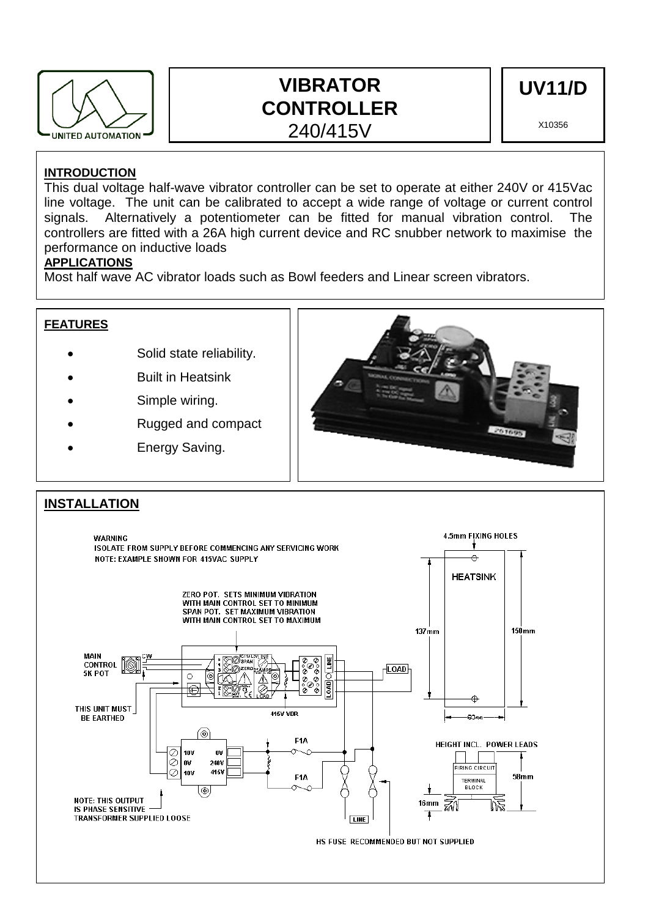# VIBRATOR CONTROLLER 240/415V

## UV11/D

X10356

**INTRODUCTION**

This dual voltage half-wave vibrator controller can be set to operate at either 240V or 415Vac line voltage. The unit can be calibrated to accept a wide range of voltage or current control signals. Alternatively a potentiometer can be fitted for manual vibration control. The controllers are fitted with a 26A high current device and RC snubber network to maximise the performance on inductive loads

**APPLICATIONS**

Most half wave AC vibrator loads such as Bowl feeders and Linear screen vibrators.

**FEATURES**

- Solid state reliability.
- Built in Heatsink
- Simple wiring.
- Rugged and compact
- Energy Saving.

**INSTALLATION**

WARNING
ISOLATE FROM SUPPLY BEFORE COMMENCING ANY SERVICING WORK
NOTE: EXAMPLE SHOWN FOR 415VAC SUPPLY

ZERO POT. SETS MINIMUM VIBRATION WITH MAIN CONTROL SET TO MINIMUM
SPAN POT. SET MAXIMUM VIBRATION WITH MAIN CONTROL SET TO MAXIMUM

MAIN CONTROL 5K POT

CW

THIS UNIT MUST BE EARTHED

415V VDR

LOAD

LINE

F1A

F1A

10V 0V 10V

0V 240V 415V

NOTE: THIS OUTPUT IS PHASE SENSITIVE
TRANSFORMER SUPPLIED LOOSE

HS FUSE RECOMMENDED BUT NOT SUPPLIED

4.5mm FIXING HOLES

HEATSINK

137mm

150mm

60mm

HEIGHT INCL. POWER LEADS

FIRING CIRCUIT

TERMINAL BLOCK

58mm

16mm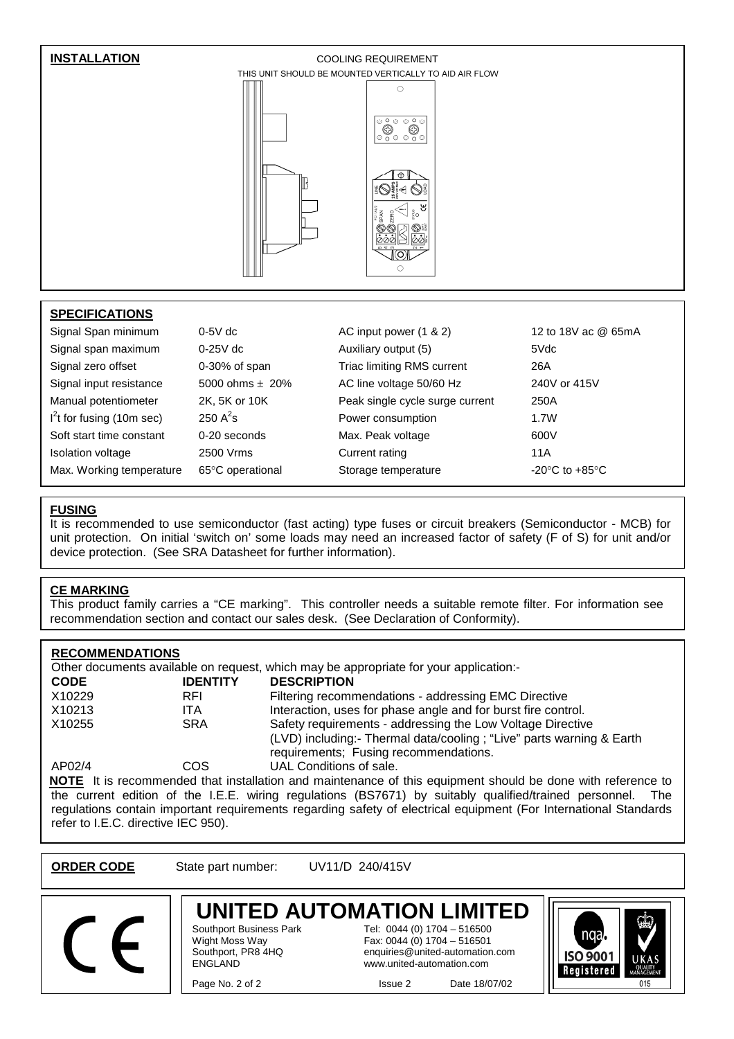## INSTALLATION

COOLING REQUIREMENT

THIS UNIT SHOULD BE MOUNTED VERTICALLY TO AID AIR FLOW

## SPECIFICATIONS

| | | | |
|---|---|---|---|
| Signal Span minimum | 0-5V dc | AC input power (1 & 2) | 12 to 18V ac @ 65mA |
| Signal span maximum | 0-25V dc | Auxiliary output (5) | 5Vdc |
| Signal zero offset | 0-30% of span | Triac limiting RMS current | 26A |
| Signal input resistance | 5000 ohms ± 20% | AC line voltage 50/60 Hz | 240V or 415V |
| Manual potentiometer | 2K, 5K or 10K | Peak single cycle surge current | 250A |
| $I^2t$ for fusing (10m sec) | 250 $A^2s$ | Power consumption | 1.7W |
| Soft start time constant | 0-20 seconds | Max. Peak voltage | 600V |
| Isolation voltage | 2500 Vrms | Current rating | 11A |
| Max. Working temperature | 65°C operational | Storage temperature | -20°C to +85°C |

## FUSING

It is recommended to use semiconductor (fast acting) type fuses or circuit breakers (Semiconductor - MCB) for unit protection. On initial 'switch on' some loads may need an increased factor of safety (F of S) for unit and/or device protection. (See SRA Datasheet for further information).

## CE MARKING

This product family carries a "CE marking". This controller needs a suitable remote filter. For information see recommendation section and contact our sales desk. (See Declaration of Conformity).

## RECOMMENDATIONS

Other documents available on request, which may be appropriate for your application:-

| CODE | IDENTITY | DESCRIPTION |
|---|---|---|
| X10229 | RFI | Filtering recommendations - addressing EMC Directive |
| X10213 | ITA | Interaction, uses for phase angle and for burst fire control. |
| X10255 | SRA | Safety requirements - addressing the Low Voltage Directive (LVD) including:- Thermal data/cooling ; "Live" parts warning & Earth requirements; Fusing recommendations. |
| AP02/4 | COS | UAL Conditions of sale. |

**NOTE** It is recommended that installation and maintenance of this equipment should be done with reference to the current edition of the I.E.E. wiring regulations (BS7671) by suitably qualified/trained personnel. The regulations contain important requirements regarding safety of electrical equipment (For International Standards refer to I.E.C. directive IEC 950).

**ORDER CODE** State part number: UV11/D 240/415V

## UNITED AUTOMATION LIMITED

Southport Business Park
Wight Moss Way
Southport, PR8 4HQ
ENGLAND

Tel: 0044 (0) 1704 – 516500
Fax: 0044 (0) 1704 – 516501
enquiries@united-automation.com
www.united-automation.com

Issue 2 Date 18/07/02